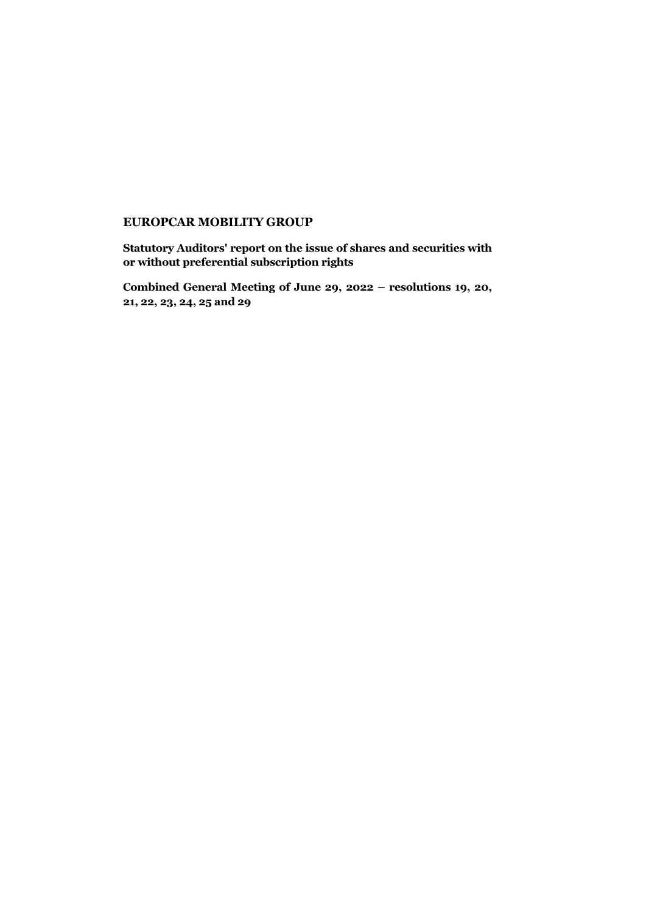# EUROPCAR MOBILITY GROUP

**Statutory Auditors' report on the issue of shares and securities with or without preferential subscription rights**

**Combined General Meeting of June 29, 2022 – resolutions 19, 20, 21, 22, 23, 24, 25 and 29**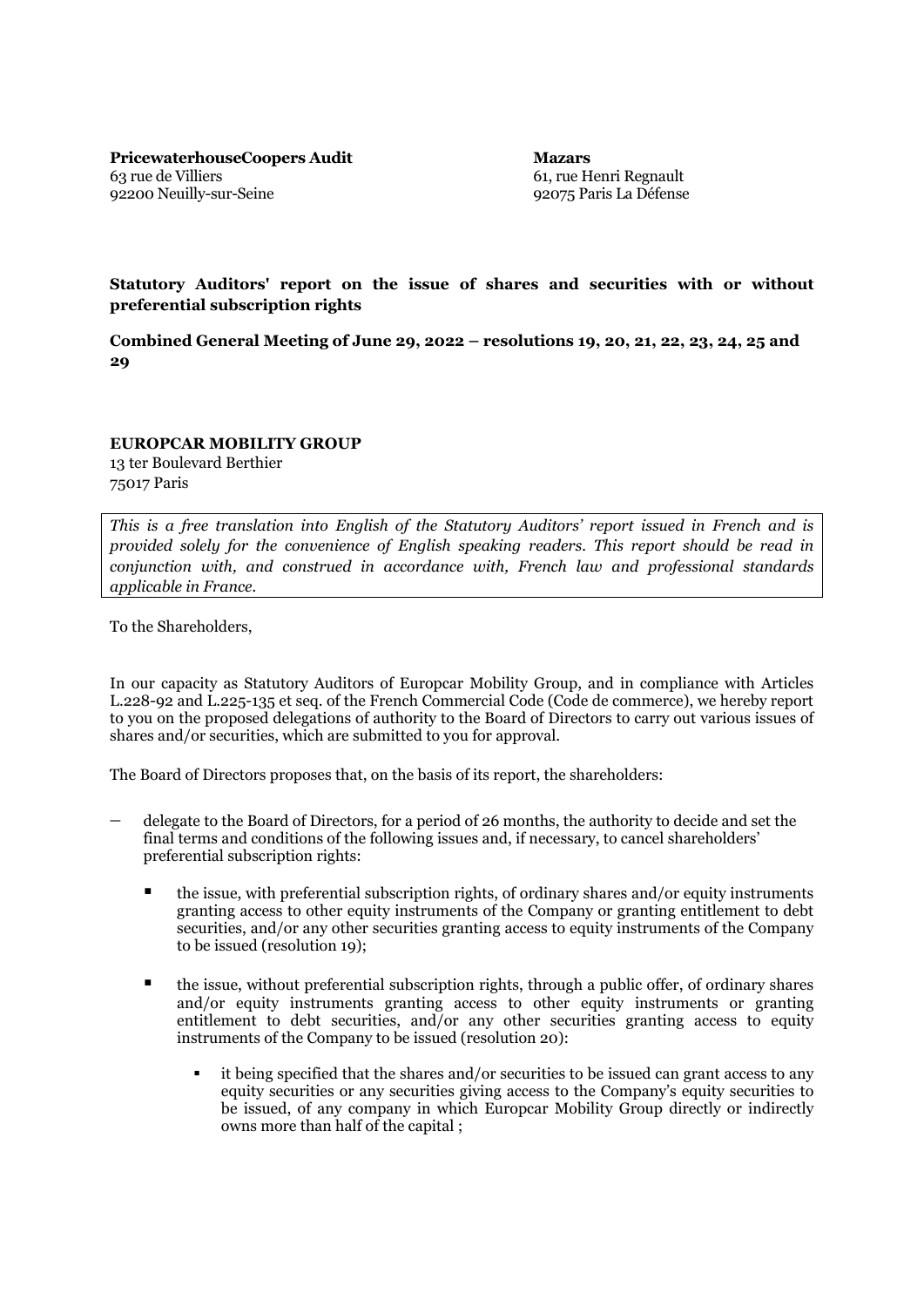**PricewaterhouseCoopers Audit**
63 rue de Villiers
92200 Neuilly-sur-Seine

**Mazars**
61, rue Henri Regnault
92075 Paris La Défense

**Statutory Auditors' report on the issue of shares and securities with or without preferential subscription rights**

**Combined General Meeting of June 29, 2022 – resolutions 19, 20, 21, 22, 23, 24, 25 and 29**

**EUROPCAR MOBILITY GROUP**
13 ter Boulevard Berthier
75017 Paris

*This is a free translation into English of the Statutory Auditors' report issued in French and is provided solely for the convenience of English speaking readers. This report should be read in conjunction with, and construed in accordance with, French law and professional standards applicable in France.*

To the Shareholders,

In our capacity as Statutory Auditors of Europcar Mobility Group, and in compliance with Articles L.228-92 and L.225-135 et seq. of the French Commercial Code (Code de commerce), we hereby report to you on the proposed delegations of authority to the Board of Directors to carry out various issues of shares and/or securities, which are submitted to you for approval.

The Board of Directors proposes that, on the basis of its report, the shareholders:

- delegate to the Board of Directors, for a period of 26 months, the authority to decide and set the final terms and conditions of the following issues and, if necessary, to cancel shareholders' preferential subscription rights:
  - the issue, with preferential subscription rights, of ordinary shares and/or equity instruments granting access to other equity instruments of the Company or granting entitlement to debt securities, and/or any other securities granting access to equity instruments of the Company to be issued (resolution 19);
  - the issue, without preferential subscription rights, through a public offer, of ordinary shares and/or equity instruments granting access to other equity instruments or granting entitlement to debt securities, and/or any other securities granting access to equity instruments of the Company to be issued (resolution 20):
    - it being specified that the shares and/or securities to be issued can grant access to any equity securities or any securities giving access to the Company's equity securities to be issued, of any company in which Europcar Mobility Group directly or indirectly owns more than half of the capital ;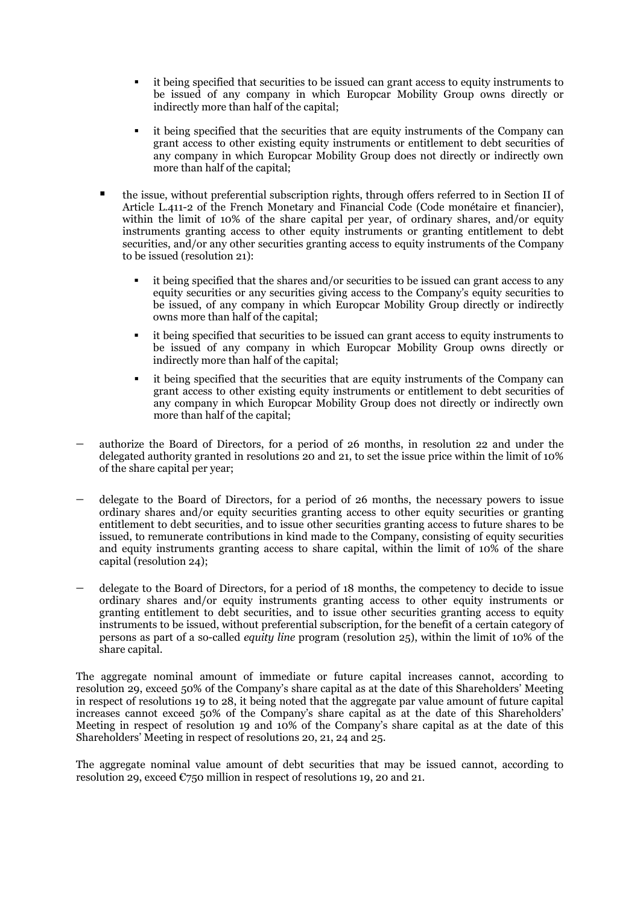- it being specified that securities to be issued can grant access to equity instruments to be issued of any company in which Europcar Mobility Group owns directly or indirectly more than half of the capital;
  - it being specified that the securities that are equity instruments of the Company can grant access to other existing equity instruments or entitlement to debt securities of any company in which Europcar Mobility Group does not directly or indirectly own more than half of the capital;

- the issue, without preferential subscription rights, through offers referred to in Section II of Article L.411-2 of the French Monetary and Financial Code (Code monétaire et financier), within the limit of 10% of the share capital per year, of ordinary shares, and/or equity instruments granting access to other equity instruments or granting entitlement to debt securities, and/or any other securities granting access to equity instruments of the Company to be issued (resolution 21):
  - it being specified that the shares and/or securities to be issued can grant access to any equity securities or any securities giving access to the Company's equity securities to be issued, of any company in which Europcar Mobility Group directly or indirectly owns more than half of the capital;
  - it being specified that securities to be issued can grant access to equity instruments to be issued of any company in which Europcar Mobility Group owns directly or indirectly more than half of the capital;
  - it being specified that the securities that are equity instruments of the Company can grant access to other existing equity instruments or entitlement to debt securities of any company in which Europcar Mobility Group does not directly or indirectly own more than half of the capital;

- authorize the Board of Directors, for a period of 26 months, in resolution 22 and under the delegated authority granted in resolutions 20 and 21, to set the issue price within the limit of 10% of the share capital per year;

- delegate to the Board of Directors, for a period of 26 months, the necessary powers to issue ordinary shares and/or equity securities granting access to other equity securities or granting entitlement to debt securities, and to issue other securities granting access to future shares to be issued, to remunerate contributions in kind made to the Company, consisting of equity securities and equity instruments granting access to share capital, within the limit of 10% of the share capital (resolution 24);

- delegate to the Board of Directors, for a period of 18 months, the competency to decide to issue ordinary shares and/or equity instruments granting access to other equity instruments or granting entitlement to debt securities, and to issue other securities granting access to equity instruments to be issued, without preferential subscription, for the benefit of a certain category of persons as part of a so-called *equity line* program (resolution 25), within the limit of 10% of the share capital.

The aggregate nominal amount of immediate or future capital increases cannot, according to resolution 29, exceed 50% of the Company's share capital as at the date of this Shareholders' Meeting in respect of resolutions 19 to 28, it being noted that the aggregate par value amount of future capital increases cannot exceed 50% of the Company's share capital as at the date of this Shareholders' Meeting in respect of resolution 19 and 10% of the Company's share capital as at the date of this Shareholders' Meeting in respect of resolutions 20, 21, 24 and 25.

The aggregate nominal value amount of debt securities that may be issued cannot, according to resolution 29, exceed €750 million in respect of resolutions 19, 20 and 21.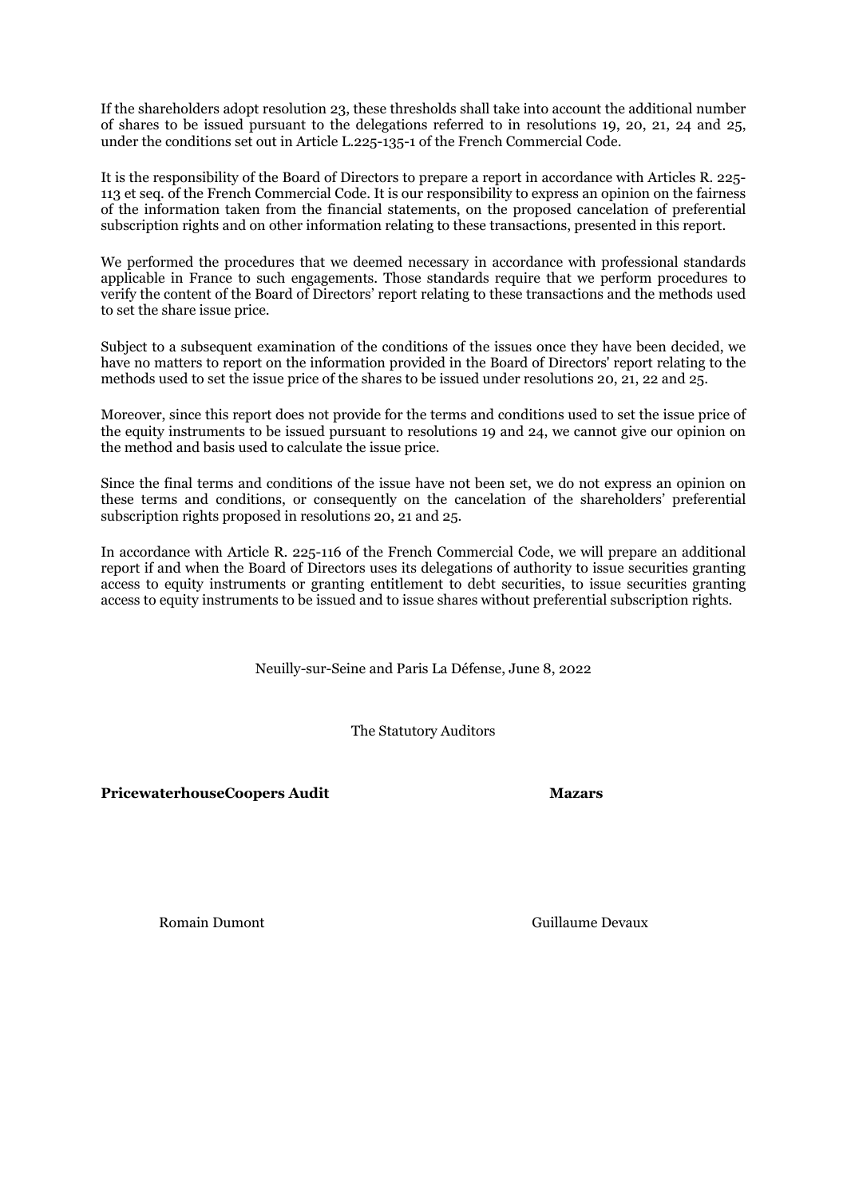If the shareholders adopt resolution 23, these thresholds shall take into account the additional number of shares to be issued pursuant to the delegations referred to in resolutions 19, 20, 21, 24 and 25, under the conditions set out in Article L.225-135-1 of the French Commercial Code.

It is the responsibility of the Board of Directors to prepare a report in accordance with Articles R. 225-113 et seq. of the French Commercial Code. It is our responsibility to express an opinion on the fairness of the information taken from the financial statements, on the proposed cancelation of preferential subscription rights and on other information relating to these transactions, presented in this report.

We performed the procedures that we deemed necessary in accordance with professional standards applicable in France to such engagements. Those standards require that we perform procedures to verify the content of the Board of Directors' report relating to these transactions and the methods used to set the share issue price.

Subject to a subsequent examination of the conditions of the issues once they have been decided, we have no matters to report on the information provided in the Board of Directors' report relating to the methods used to set the issue price of the shares to be issued under resolutions 20, 21, 22 and 25.

Moreover, since this report does not provide for the terms and conditions used to set the issue price of the equity instruments to be issued pursuant to resolutions 19 and 24, we cannot give our opinion on the method and basis used to calculate the issue price.

Since the final terms and conditions of the issue have not been set, we do not express an opinion on these terms and conditions, or consequently on the cancelation of the shareholders' preferential subscription rights proposed in resolutions 20, 21 and 25.

In accordance with Article R. 225-116 of the French Commercial Code, we will prepare an additional report if and when the Board of Directors uses its delegations of authority to issue securities granting access to equity instruments or granting entitlement to debt securities, to issue securities granting access to equity instruments to be issued and to issue shares without preferential subscription rights.

Neuilly-sur-Seine and Paris La Défense, June 8, 2022

The Statutory Auditors

**PricewaterhouseCoopers Audit** **Mazars**

Romain Dumont Guillaume Devaux